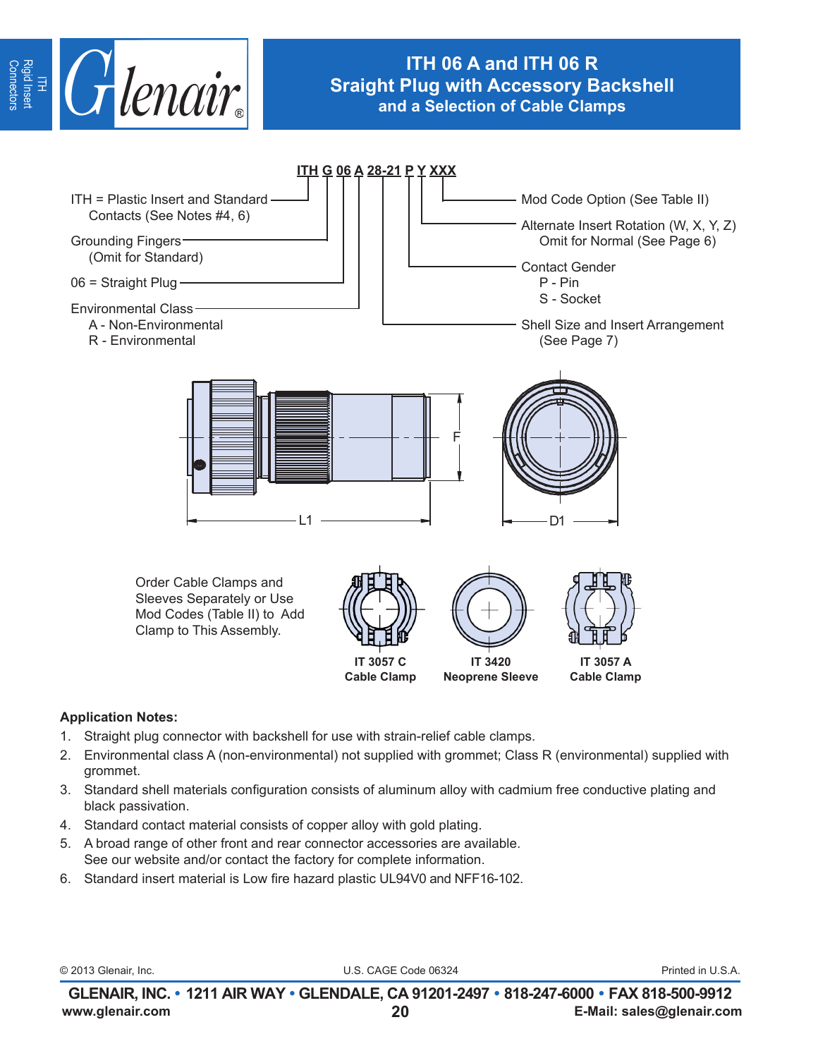# ITH 06 A and ITH 06 R
## Sraight Plug with Accessory Backshell and a Selection of Cable Clamps

**ITH G 06 A 28-21 P Y XXX**

- ITH = Plastic Insert and Standard Contacts (See Notes #4, 6)
- Grounding Fingers (Omit for Standard)
- 06 = Straight Plug
- Environmental Class
  - A - Non-Environmental
  - R - Environmental
- Shell Size and Insert Arrangement (See Page 7)
- Contact Gender
  - P - Pin
  - S - Socket
- Alternate Insert Rotation (W, X, Y, Z) Omit for Normal (See Page 6)
- Mod Code Option (See Table II)

F

L1

D1

Order Cable Clamps and Sleeves Separately or Use Mod Codes (Table II) to Add Clamp to This Assembly.

**IT 3057 C Cable Clamp**

**IT 3420 Neoprene Sleeve**

**IT 3057 A Cable Clamp**

**Application Notes:**

1. Straight plug connector with backshell for use with strain-relief cable clamps.
2. Environmental class A (non-environmental) not supplied with grommet; Class R (environmental) supplied with grommet.
3. Standard shell materials configuration consists of aluminum alloy with cadmium free conductive plating and black passivation.
4. Standard contact material consists of copper alloy with gold plating.
5. A broad range of other front and rear connector accessories are available. See our website and/or contact the factory for complete information.
6. Standard insert material is Low fire hazard plastic UL94V0 and NFF16-102.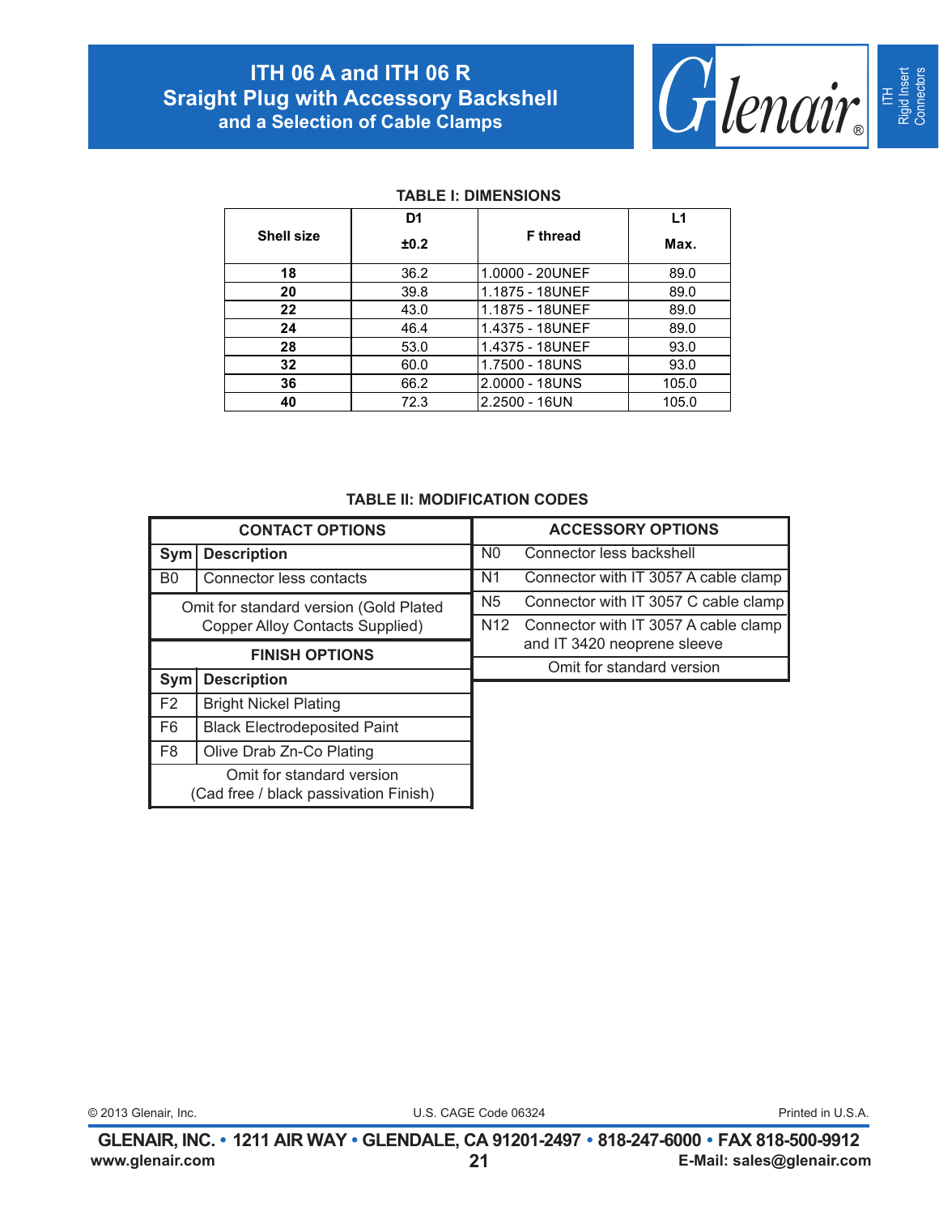# ITH 06 A and ITH 06 R
## Sraight Plug with Accessory Backshell and a Selection of Cable Clamps

### TABLE I: DIMENSIONS

| Shell size | D1 ±0.2 | F thread | L1 Max. |
|---|---|---|---|
| **18** | 36.2 | 1.0000 - 20UNEF | 89.0 |
| **20** | 39.8 | 1.1875 - 18UNEF | 89.0 |
| **22** | 43.0 | 1.1875 - 18UNEF | 89.0 |
| **24** | 46.4 | 1.4375 - 18UNEF | 89.0 |
| **28** | 53.0 | 1.4375 - 18UNEF | 93.0 |
| **32** | 60.0 | 1.7500 - 18UNS | 93.0 |
| **36** | 66.2 | 2.0000 - 18UNS | 105.0 |
| **40** | 72.3 | 2.2500 - 16UN | 105.0 |

### TABLE II: MODIFICATION CODES

**CONTACT OPTIONS**

| Sym | Description |
|---|---|
| B0 | Connector less contacts |
| Omit for standard version (Gold Plated Copper Alloy Contacts Supplied) | |

**FINISH OPTIONS**

| Sym | Description |
|---|---|
| F2 | Bright Nickel Plating |
| F6 | Black Electrodeposited Paint |
| F8 | Olive Drab Zn-Co Plating |
| Omit for standard version (Cad free / black passivation Finish) | |

**ACCESSORY OPTIONS**

| Sym | Description |
|---|---|
| N0 | Connector less backshell |
| N1 | Connector with IT 3057 A cable clamp |
| N5 | Connector with IT 3057 C cable clamp |
| N12 | Connector with IT 3057 A cable clamp and IT 3420 neoprene sleeve |
| Omit for standard version | |

© 2013 Glenair, Inc. U.S. CAGE Code 06324 Printed in U.S.A.

**GLENAIR, INC. • 1211 AIR WAY • GLENDALE, CA 91201-2497 • 818-247-6000 • FAX 818-500-9912**

**www.glenair.com** **E-Mail: sales@glenair.com**